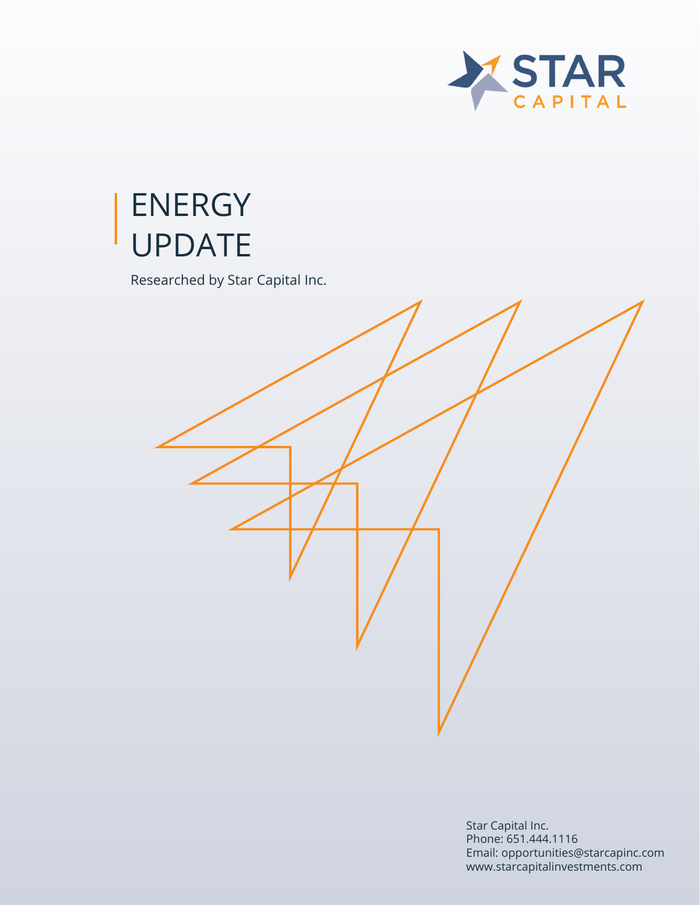STAR CAPITAL

# ENERGY UPDATE

Researched by Star Capital Inc.

Star Capital Inc.
Phone: 651.444.1116
Email: opportunities@starcapinc.com
www.starcapitalinvestments.com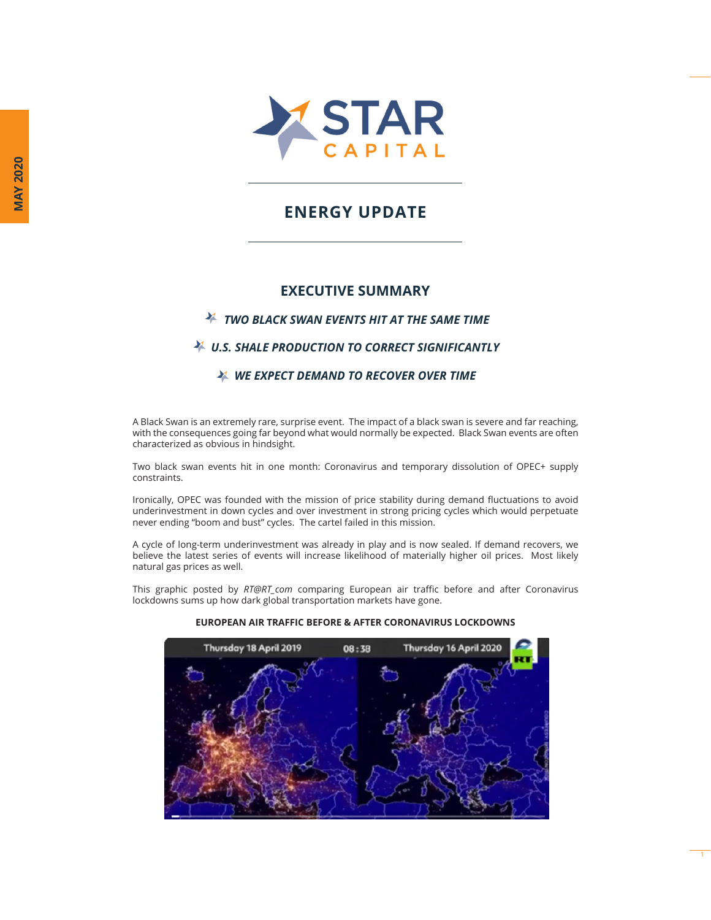# STAR CAPITAL

## ENERGY UPDATE

MAY 2020

## EXECUTIVE SUMMARY

- ***TWO BLACK SWAN EVENTS HIT AT THE SAME TIME***
- ***U.S. SHALE PRODUCTION TO CORRECT SIGNIFICANTLY***
- ***WE EXPECT DEMAND TO RECOVER OVER TIME***

A Black Swan is an extremely rare, surprise event. The impact of a black swan is severe and far reaching, with the consequences going far beyond what would normally be expected. Black Swan events are often characterized as obvious in hindsight.

Two black swan events hit in one month: Coronavirus and temporary dissolution of OPEC+ supply constraints.

Ironically, OPEC was founded with the mission of price stability during demand fluctuations to avoid underinvestment in down cycles and over investment in strong pricing cycles which would perpetuate never ending "boom and bust" cycles. The cartel failed in this mission.

A cycle of long-term underinvestment was already in play and is now sealed. If demand recovers, we believe the latest series of events will increase likelihood of materially higher oil prices. Most likely natural gas prices as well.

This graphic posted by *RT@RT_com* comparing European air traffic before and after Coronavirus lockdowns sums up how dark global transportation markets have gone.

**EUROPEAN AIR TRAFFIC BEFORE & AFTER CORONAVIRUS LOCKDOWNS**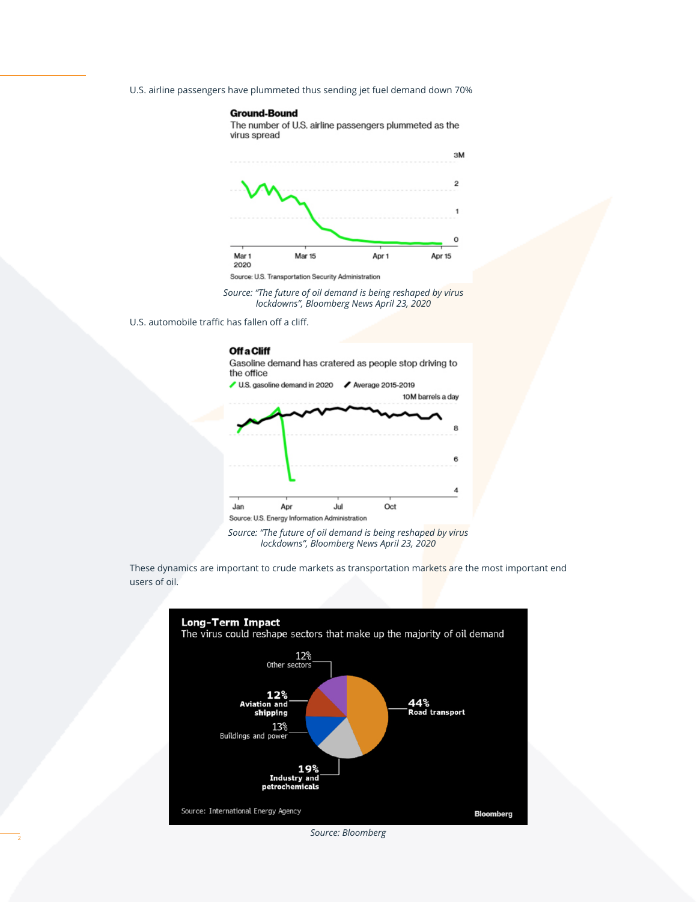U.S. airline passengers have plummeted thus sending jet fuel demand down 70%

**Ground-Bound**

The number of U.S. airline passengers plummeted as the virus spread

Source: U.S. Transportation Security Administration

*Source: "The future of oil demand is being reshaped by virus lockdowns", Bloomberg News April 23, 2020*

U.S. automobile traffic has fallen off a cliff.

**Off a Cliff**

Gasoline demand has cratered as people stop driving to the office

Source: U.S. Energy Information Administration

*Source: "The future of oil demand is being reshaped by virus lockdowns", Bloomberg News April 23, 2020*

These dynamics are important to crude markets as transportation markets are the most important end users of oil.

**Long-Term Impact**

The virus could reshape sectors that make up the majority of oil demand

Source: International Energy Agency

*Source: Bloomberg*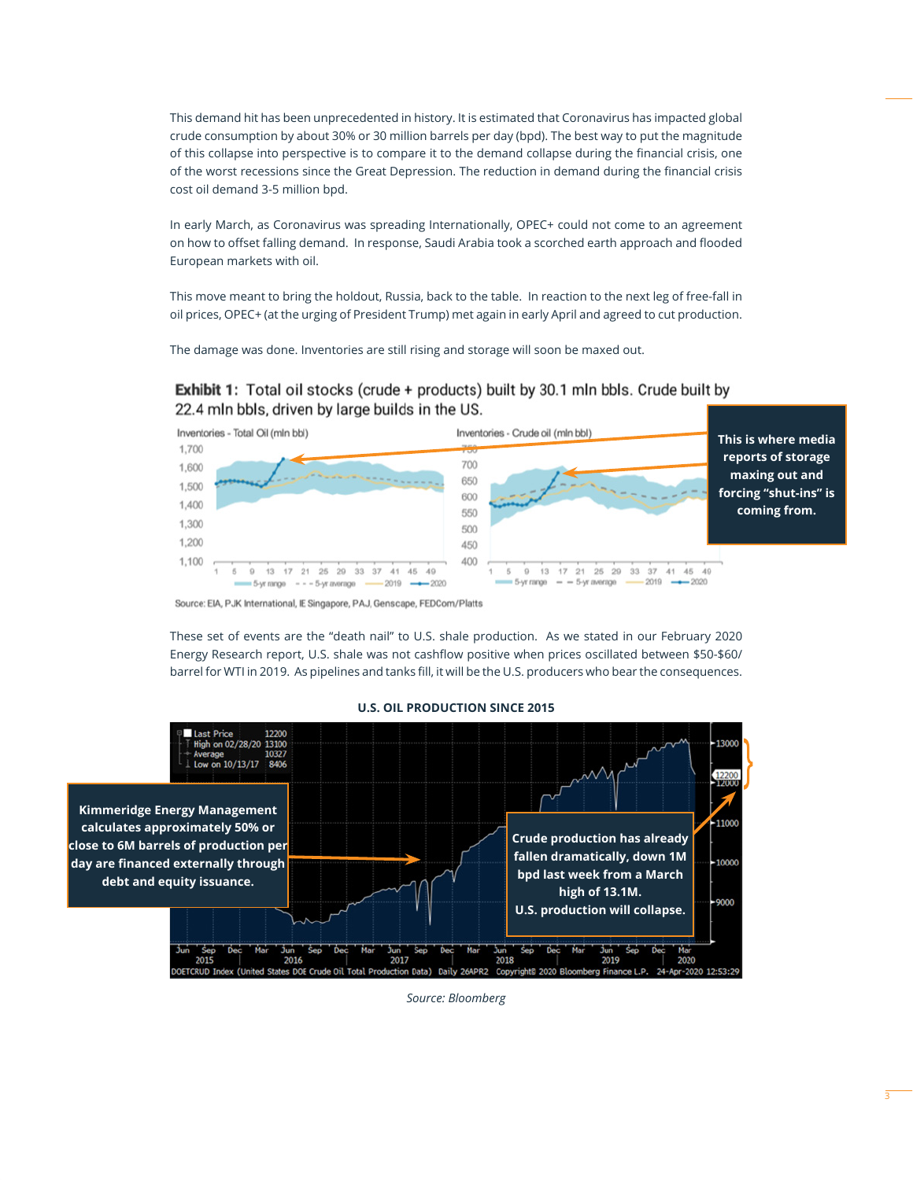This demand hit has been unprecedented in history. It is estimated that Coronavirus has impacted global crude consumption by about 30% or 30 million barrels per day (bpd). The best way to put the magnitude of this collapse into perspective is to compare it to the demand collapse during the financial crisis, one of the worst recessions since the Great Depression. The reduction in demand during the financial crisis cost oil demand 3-5 million bpd.

In early March, as Coronavirus was spreading Internationally, OPEC+ could not come to an agreement on how to offset falling demand. In response, Saudi Arabia took a scorched earth approach and flooded European markets with oil.

This move meant to bring the holdout, Russia, back to the table. In reaction to the next leg of free-fall in oil prices, OPEC+ (at the urging of President Trump) met again in early April and agreed to cut production.

The damage was done. Inventories are still rising and storage will soon be maxed out.

**Exhibit 1:** Total oil stocks (crude + products) built by 30.1 mln bbls. Crude built by 22.4 mln bbls, driven by large builds in the US.

This is where media reports of storage maxing out and forcing "shut-ins" is coming from.

Source: EIA, PJK International, IE Singapore, PAJ, Genscape, FEDCom/Platts

These set of events are the "death nail" to U.S. shale production. As we stated in our February 2020 Energy Research report, U.S. shale was not cashflow positive when prices oscillated between $50-$60/barrel for WTI in 2019. As pipelines and tanks fill, it will be the U.S. producers who bear the consequences.

**U.S. OIL PRODUCTION SINCE 2015**

Kimmeridge Energy Management calculates approximately 50% or close to 6M barrels of production per day are financed externally through debt and equity issuance.

Crude production has already fallen dramatically, down 1M bpd last week from a March high of 13.1M. U.S. production will collapse.

*Source: Bloomberg*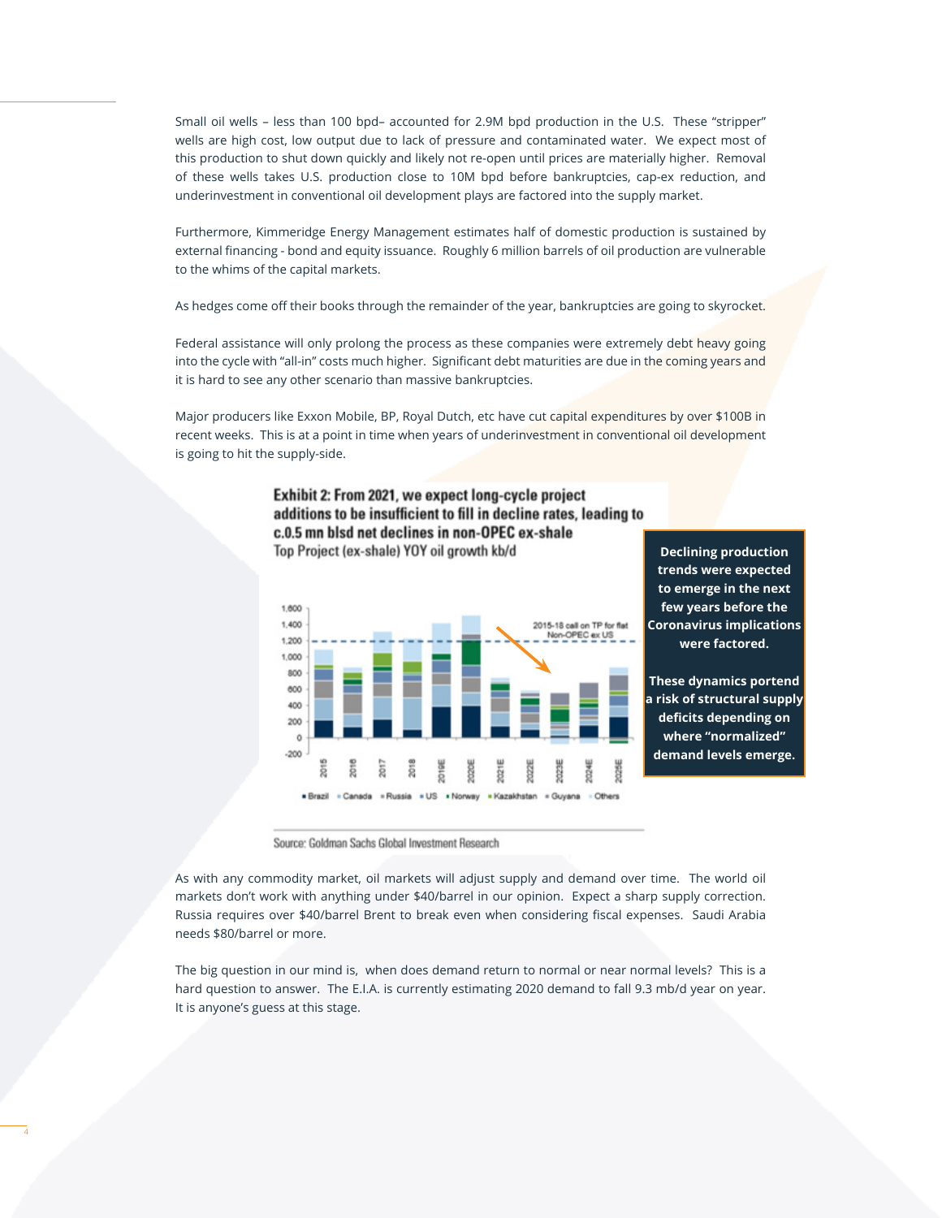Small oil wells – less than 100 bpd– accounted for 2.9M bpd production in the U.S. These "stripper" wells are high cost, low output due to lack of pressure and contaminated water. We expect most of this production to shut down quickly and likely not re-open until prices are materially higher. Removal of these wells takes U.S. production close to 10M bpd before bankruptcies, cap-ex reduction, and underinvestment in conventional oil development plays are factored into the supply market.

Furthermore, Kimmeridge Energy Management estimates half of domestic production is sustained by external financing - bond and equity issuance. Roughly 6 million barrels of oil production are vulnerable to the whims of the capital markets.

As hedges come off their books through the remainder of the year, bankruptcies are going to skyrocket.

Federal assistance will only prolong the process as these companies were extremely debt heavy going into the cycle with "all-in" costs much higher. Significant debt maturities are due in the coming years and it is hard to see any other scenario than massive bankruptcies.

Major producers like Exxon Mobile, BP, Royal Dutch, etc have cut capital expenditures by over $100B in recent weeks. This is at a point in time when years of underinvestment in conventional oil development is going to hit the supply-side.

**Exhibit 2: From 2021, we expect long-cycle project additions to be insufficient to fill in decline rates, leading to c.0.5 mn blsd net declines in non-OPEC ex-shale**

Top Project (ex-shale) YOY oil growth kb/d

Source: Goldman Sachs Global Investment Research

**Declining production trends were expected to emerge in the next few years before the Coronavirus implications were factored.**

**These dynamics portend a risk of structural supply deficits depending on where "normalized" demand levels emerge.**

As with any commodity market, oil markets will adjust supply and demand over time. The world oil markets don't work with anything under $40/barrel in our opinion. Expect a sharp supply correction. Russia requires over $40/barrel Brent to break even when considering fiscal expenses. Saudi Arabia needs $80/barrel or more.

The big question in our mind is, when does demand return to normal or near normal levels? This is a hard question to answer. The E.I.A. is currently estimating 2020 demand to fall 9.3 mb/d year on year. It is anyone's guess at this stage.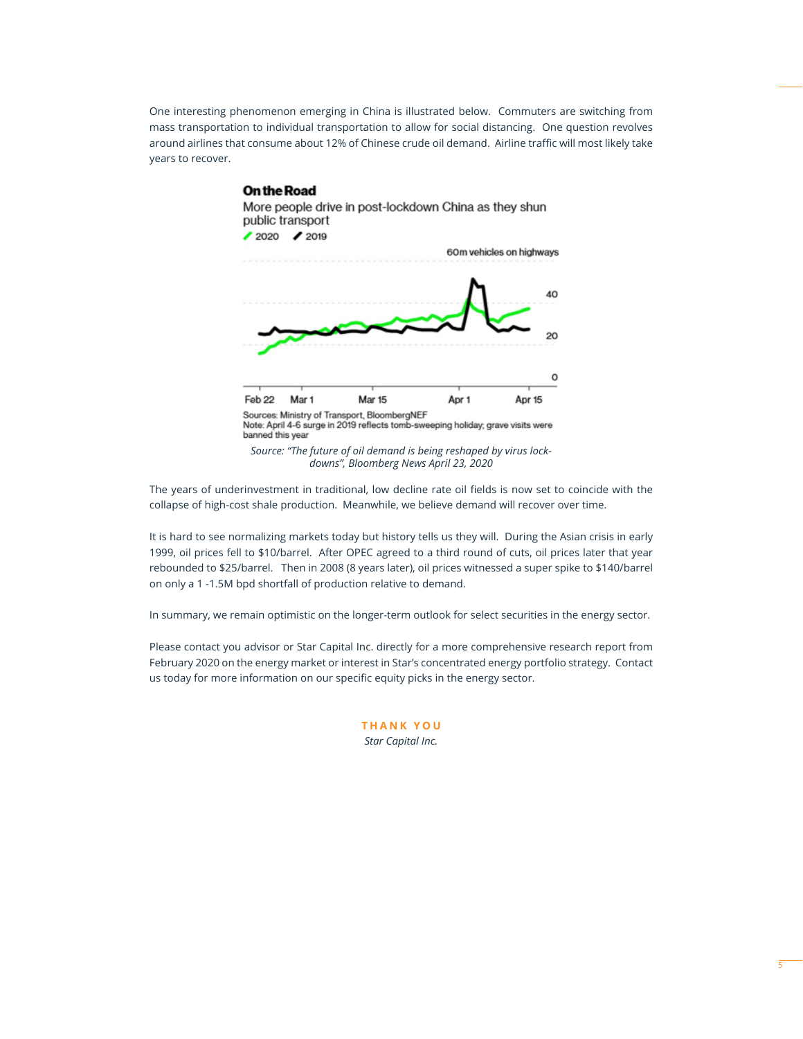One interesting phenomenon emerging in China is illustrated below. Commuters are switching from mass transportation to individual transportation to allow for social distancing. One question revolves around airlines that consume about 12% of Chinese crude oil demand. Airline traffic will most likely take years to recover.

**On the Road**

More people drive in post-lockdown China as they shun public transport

2020 / 2019

60m vehicles on highways

Sources: Ministry of Transport, BloombergNEF
Note: April 4-6 surge in 2019 reflects tomb-sweeping holiday; grave visits were banned this year

*Source: "The future of oil demand is being reshaped by virus lock-downs", Bloomberg News April 23, 2020*

The years of underinvestment in traditional, low decline rate oil fields is now set to coincide with the collapse of high-cost shale production. Meanwhile, we believe demand will recover over time.

It is hard to see normalizing markets today but history tells us they will. During the Asian crisis in early 1999, oil prices fell to $10/barrel. After OPEC agreed to a third round of cuts, oil prices later that year rebounded to $25/barrel. Then in 2008 (8 years later), oil prices witnessed a super spike to $140/barrel on only a 1 -1.5M bpd shortfall of production relative to demand.

In summary, we remain optimistic on the longer-term outlook for select securities in the energy sector.

Please contact you advisor or Star Capital Inc. directly for a more comprehensive research report from February 2020 on the energy market or interest in Star's concentrated energy portfolio strategy. Contact us today for more information on our specific equity picks in the energy sector.

**THANK YOU**

*Star Capital Inc.*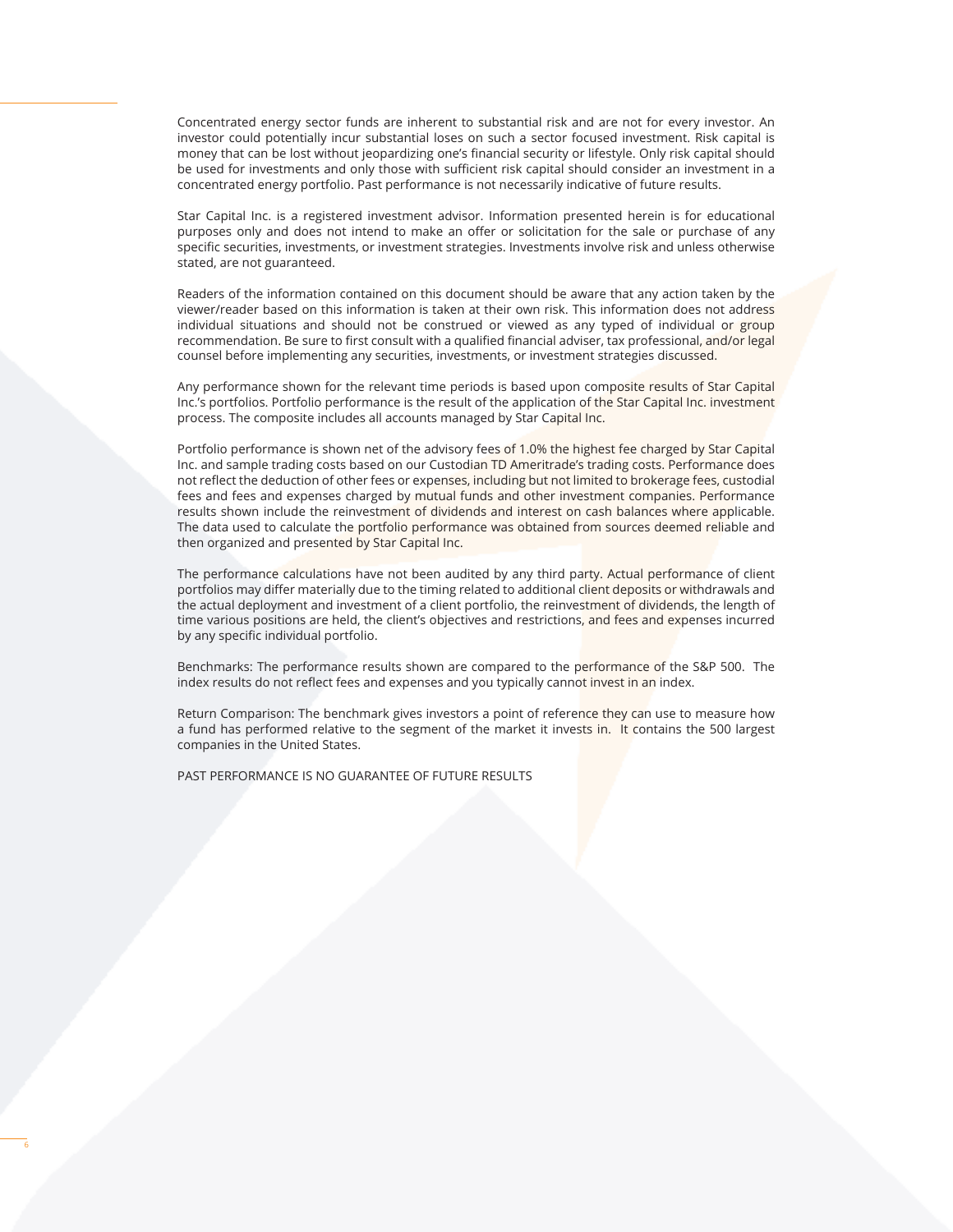Concentrated energy sector funds are inherent to substantial risk and are not for every investor. An investor could potentially incur substantial loses on such a sector focused investment. Risk capital is money that can be lost without jeopardizing one's financial security or lifestyle. Only risk capital should be used for investments and only those with sufficient risk capital should consider an investment in a concentrated energy portfolio. Past performance is not necessarily indicative of future results.

Star Capital Inc. is a registered investment advisor. Information presented herein is for educational purposes only and does not intend to make an offer or solicitation for the sale or purchase of any specific securities, investments, or investment strategies. Investments involve risk and unless otherwise stated, are not guaranteed.

Readers of the information contained on this document should be aware that any action taken by the viewer/reader based on this information is taken at their own risk. This information does not address individual situations and should not be construed or viewed as any typed of individual or group recommendation. Be sure to first consult with a qualified financial adviser, tax professional, and/or legal counsel before implementing any securities, investments, or investment strategies discussed.

Any performance shown for the relevant time periods is based upon composite results of Star Capital Inc.'s portfolios. Portfolio performance is the result of the application of the Star Capital Inc. investment process. The composite includes all accounts managed by Star Capital Inc.

Portfolio performance is shown net of the advisory fees of 1.0% the highest fee charged by Star Capital Inc. and sample trading costs based on our Custodian TD Ameritrade's trading costs. Performance does not reflect the deduction of other fees or expenses, including but not limited to brokerage fees, custodial fees and fees and expenses charged by mutual funds and other investment companies. Performance results shown include the reinvestment of dividends and interest on cash balances where applicable. The data used to calculate the portfolio performance was obtained from sources deemed reliable and then organized and presented by Star Capital Inc.

The performance calculations have not been audited by any third party. Actual performance of client portfolios may differ materially due to the timing related to additional client deposits or withdrawals and the actual deployment and investment of a client portfolio, the reinvestment of dividends, the length of time various positions are held, the client's objectives and restrictions, and fees and expenses incurred by any specific individual portfolio.

Benchmarks: The performance results shown are compared to the performance of the S&P 500. The index results do not reflect fees and expenses and you typically cannot invest in an index.

Return Comparison: The benchmark gives investors a point of reference they can use to measure how a fund has performed relative to the segment of the market it invests in. It contains the 500 largest companies in the United States.

PAST PERFORMANCE IS NO GUARANTEE OF FUTURE RESULTS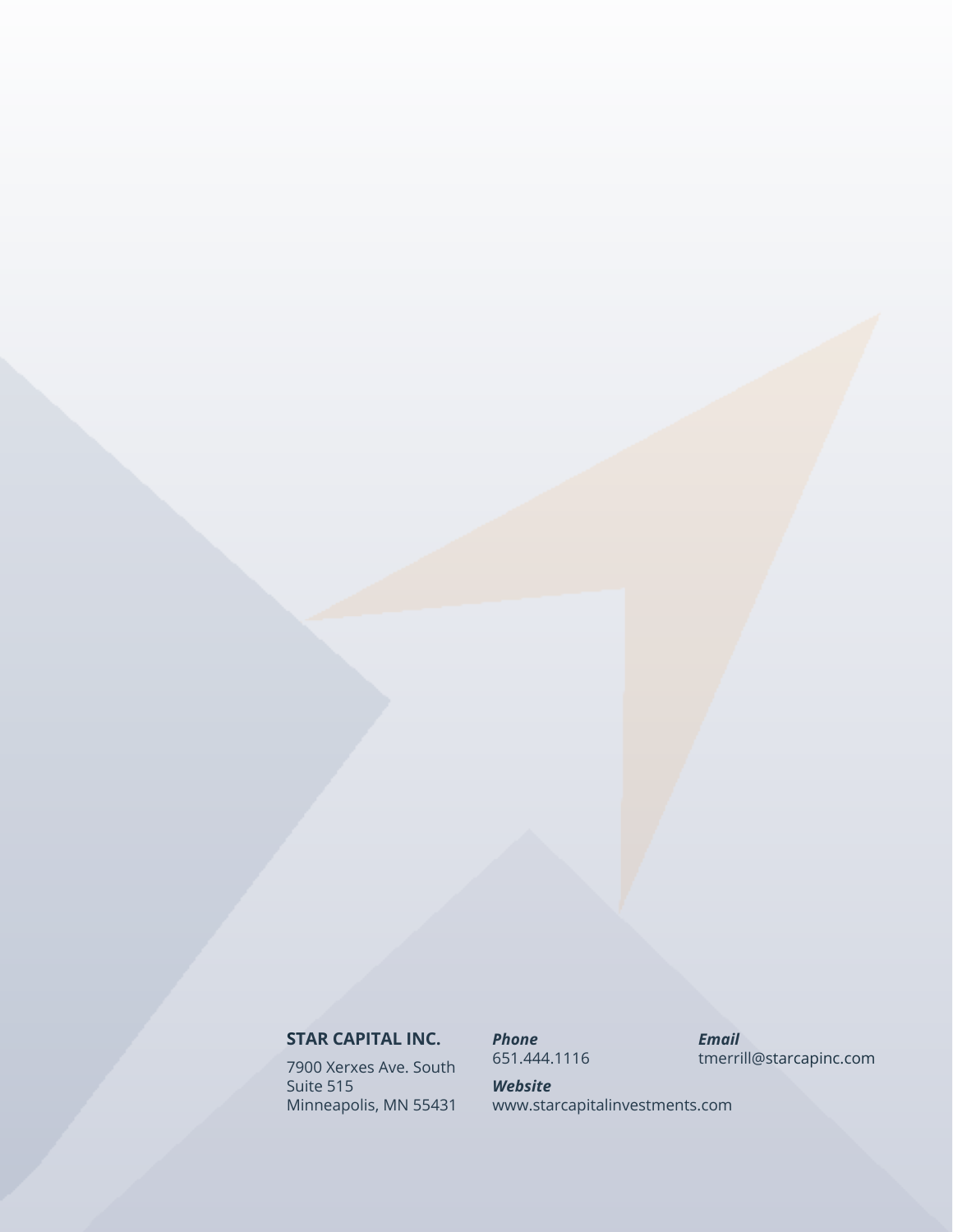**STAR CAPITAL INC.**

7900 Xerxes Ave. South
Suite 515
Minneapolis, MN 55431

***Phone***
651.444.1116

***Website***
www.starcapitalinvestments.com

***Email***
tmerrill@starcapinc.com